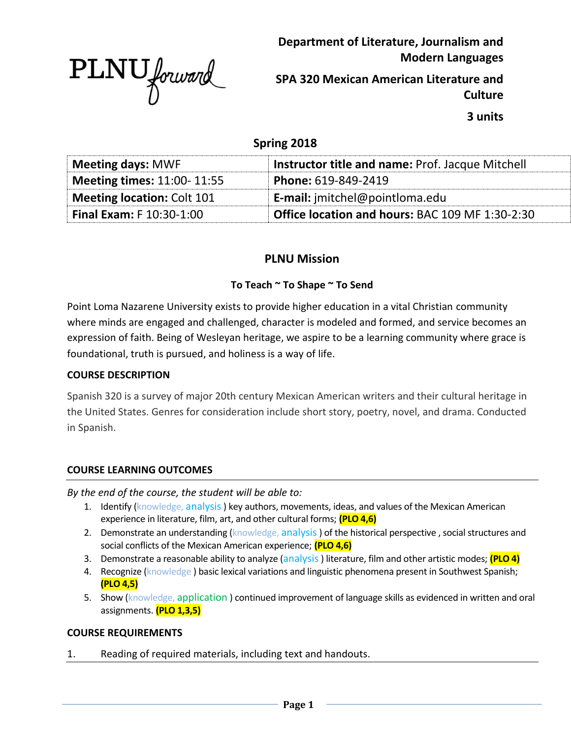**Department of Literature, Journalism and Modern Languages**

**SPA 320 Mexican American Literature and Culture**

**3 units**

**Spring 2018**

| **Meeting days:** MWF | **Instructor title and name:** Prof. Jacque Mitchell |
|---|---|
| **Meeting times:** 11:00- 11:55 | **Phone:** 619-849-2419 |
| **Meeting location:** Colt 101 | **E-mail:** jmitchel@pointloma.edu |
| **Final Exam:** F 10:30-1:00 | **Office location and hours:** BAC 109 MF 1:30-2:30 |

## PLNU Mission

**To Teach ~ To Shape ~ To Send**

Point Loma Nazarene University exists to provide higher education in a vital Christian community where minds are engaged and challenged, character is modeled and formed, and service becomes an expression of faith. Being of Wesleyan heritage, we aspire to be a learning community where grace is foundational, truth is pursued, and holiness is a way of life.

### COURSE DESCRIPTION

Spanish 320 is a survey of major 20th century Mexican American writers and their cultural heritage in the United States. Genres for consideration include short story, poetry, novel, and drama. Conducted in Spanish.

### COURSE LEARNING OUTCOMES

*By the end of the course, the student will be able to:*

1. Identify (knowledge, analysis ) key authors, movements, ideas, and values of the Mexican American experience in literature, film, art, and other cultural forms; **(PLO 4,6)**
2. Demonstrate an understanding (knowledge, analysis ) of the historical perspective , social structures and social conflicts of the Mexican American experience; **(PLO 4,6)**
3. Demonstrate a reasonable ability to analyze (analysis ) literature, film and other artistic modes; **(PLO 4)**
4. Recognize (knowledge ) basic lexical variations and linguistic phenomena present in Southwest Spanish; **(PLO 4,5)**
5. Show (knowledge, application ) continued improvement of language skills as evidenced in written and oral assignments. **(PLO 1,3,5)**

### COURSE REQUIREMENTS

1. Reading of required materials, including text and handouts.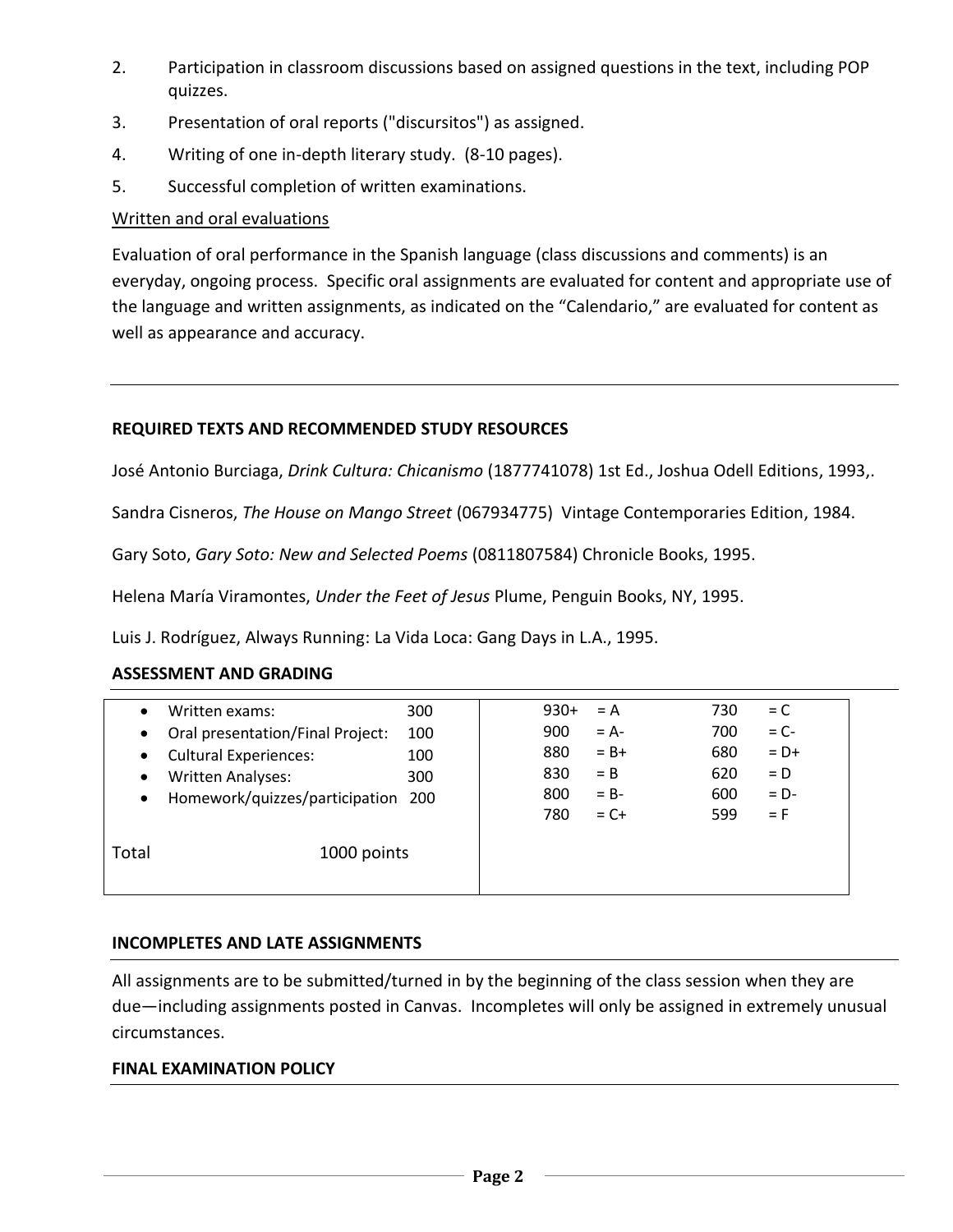2. Participation in classroom discussions based on assigned questions in the text, including POP quizzes.
3. Presentation of oral reports ("discursitos") as assigned.
4. Writing of one in-depth literary study. (8-10 pages).
5. Successful completion of written examinations.

Written and oral evaluations

Evaluation of oral performance in the Spanish language (class discussions and comments) is an everyday, ongoing process. Specific oral assignments are evaluated for content and appropriate use of the language and written assignments, as indicated on the "Calendario," are evaluated for content as well as appearance and accuracy.

---

## REQUIRED TEXTS AND RECOMMENDED STUDY RESOURCES

José Antonio Burciaga, *Drink Cultura: Chicanismo* (1877741078) 1st Ed., Joshua Odell Editions, 1993,.

Sandra Cisneros, *The House on Mango Street* (067934775) Vintage Contemporaries Edition, 1984.

Gary Soto, *Gary Soto: New and Selected Poems* (0811807584) Chronicle Books, 1995.

Helena María Viramontes, *Under the Feet of Jesus* Plume, Penguin Books, NY, 1995.

Luis J. Rodríguez, Always Running: La Vida Loca: Gang Days in L.A., 1995.

## ASSESSMENT AND GRADING

| Component | Points |
|---|---|
| Written exams: | 300 |
| Oral presentation/Final Project: | 100 |
| Cultural Experiences: | 100 |
| Written Analyses: | 300 |
| Homework/quizzes/participation | 200 |
| Total | 1000 points |

| Points | Grade | Points | Grade |
|---|---|---|---|
| 930+ | = A | 730 | = C |
| 900 | = A- | 700 | = C- |
| 880 | = B+ | 680 | = D+ |
| 830 | = B | 620 | = D |
| 800 | = B- | 600 | = D- |
| 780 | = C+ | 599 | = F |

## INCOMPLETES AND LATE ASSIGNMENTS

All assignments are to be submitted/turned in by the beginning of the class session when they are due—including assignments posted in Canvas. Incompletes will only be assigned in extremely unusual circumstances.

## FINAL EXAMINATION POLICY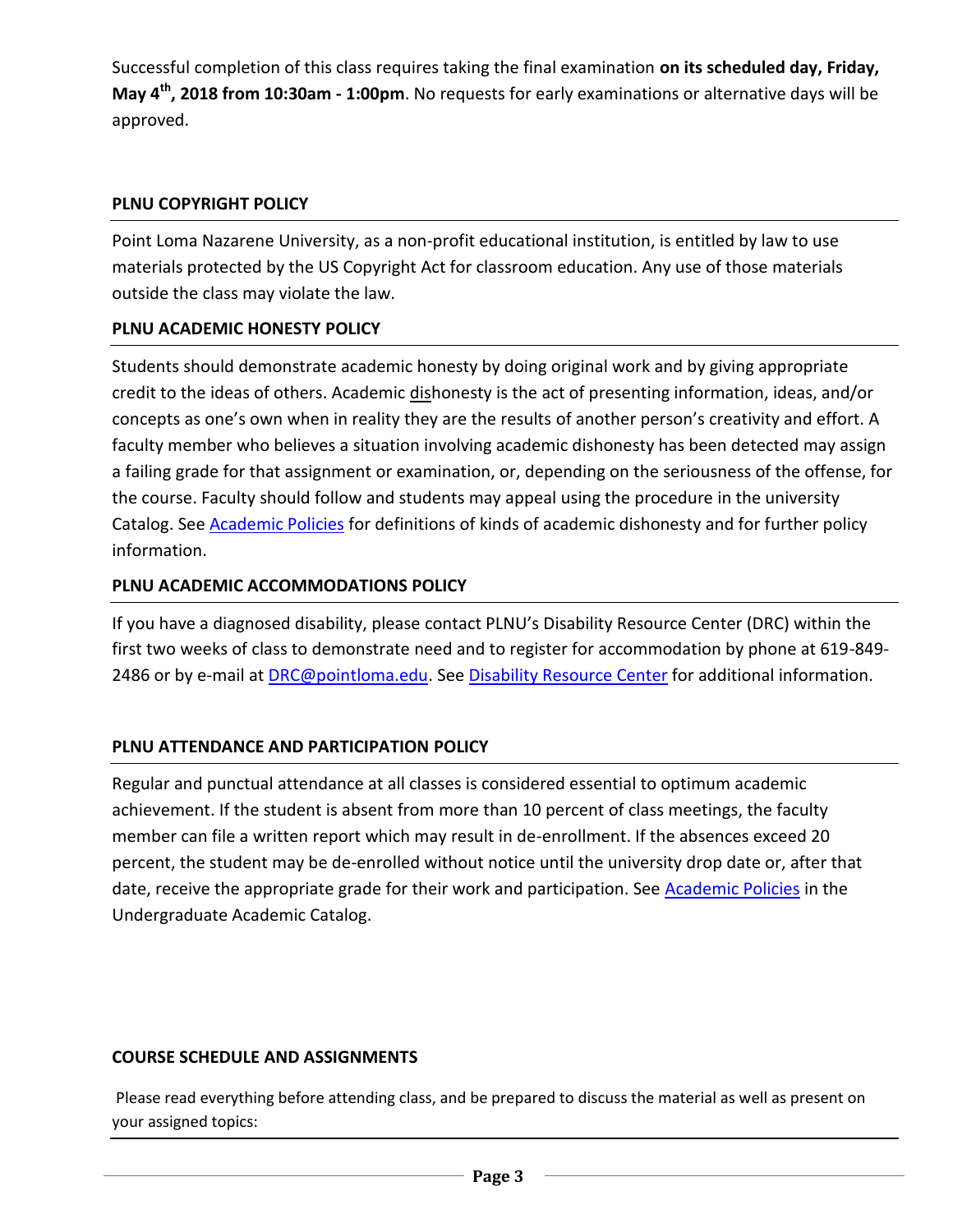Successful completion of this class requires taking the final examination **on its scheduled day, Friday, May 4th, 2018 from 10:30am - 1:00pm**. No requests for early examinations or alternative days will be approved.

### PLNU COPYRIGHT POLICY

Point Loma Nazarene University, as a non-profit educational institution, is entitled by law to use materials protected by the US Copyright Act for classroom education. Any use of those materials outside the class may violate the law.

### PLNU ACADEMIC HONESTY POLICY

Students should demonstrate academic honesty by doing original work and by giving appropriate credit to the ideas of others. Academic dishonesty is the act of presenting information, ideas, and/or concepts as one's own when in reality they are the results of another person's creativity and effort. A faculty member who believes a situation involving academic dishonesty has been detected may assign a failing grade for that assignment or examination, or, depending on the seriousness of the offense, for the course. Faculty should follow and students may appeal using the procedure in the university Catalog. See Academic Policies for definitions of kinds of academic dishonesty and for further policy information.

### PLNU ACADEMIC ACCOMMODATIONS POLICY

If you have a diagnosed disability, please contact PLNU's Disability Resource Center (DRC) within the first two weeks of class to demonstrate need and to register for accommodation by phone at 619-849-2486 or by e-mail at DRC@pointloma.edu. See Disability Resource Center for additional information.

### PLNU ATTENDANCE AND PARTICIPATION POLICY

Regular and punctual attendance at all classes is considered essential to optimum academic achievement. If the student is absent from more than 10 percent of class meetings, the faculty member can file a written report which may result in de-enrollment. If the absences exceed 20 percent, the student may be de-enrolled without notice until the university drop date or, after that date, receive the appropriate grade for their work and participation. See Academic Policies in the Undergraduate Academic Catalog.

### COURSE SCHEDULE AND ASSIGNMENTS

Please read everything before attending class, and be prepared to discuss the material as well as present on your assigned topics: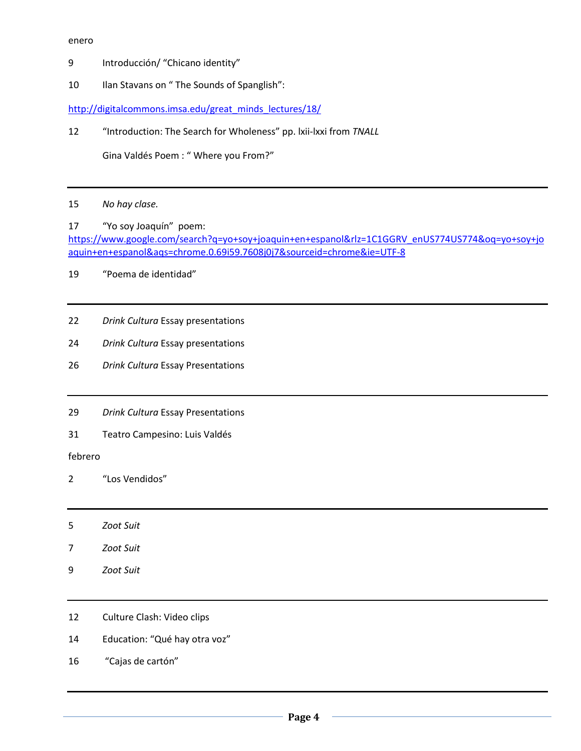enero

9 Introducción/ “Chicano identity”

10 Ilan Stavans on “ The Sounds of Spanglish”:

http://digitalcommons.imsa.edu/great_minds_lectures/18/

12 “Introduction: The Search for Wholeness” pp. lxii-lxxi from *TNALL*

Gina Valdés Poem : “ Where you From?”

---

15 *No hay clase.*

17 “Yo soy Joaquín” poem:
https://www.google.com/search?q=yo+soy+joaquin+en+espanol&rlz=1C1GGRV_enUS774US774&oq=yo+soy+joaquin+en+espanol&aqs=chrome.0.69i59.7608j0j7&sourceid=chrome&ie=UTF-8

19 “Poema de identidad”

---

22 *Drink Cultura* Essay presentations

24 *Drink Cultura* Essay presentations

26 *Drink Cultura* Essay Presentations

---

29 *Drink Cultura* Essay Presentations

31 Teatro Campesino: Luis Valdés

febrero

2 “Los Vendidos”

---

5 *Zoot Suit*

7 *Zoot Suit*

9 *Zoot Suit*

---

12 Culture Clash: Video clips

14 Education: “Qué hay otra voz”

16 “Cajas de cartón”

---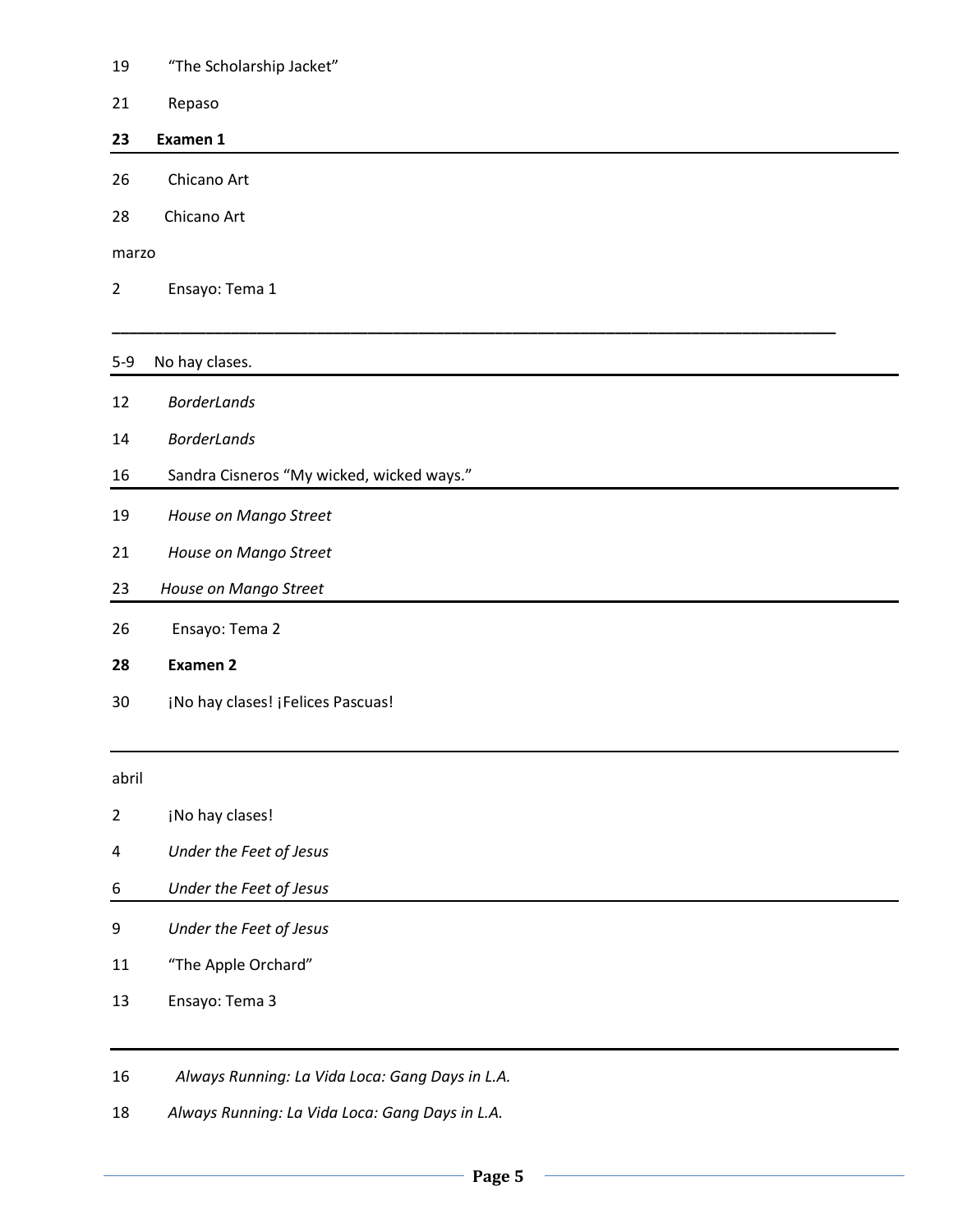19 "The Scholarship Jacket"

21 Repaso

**23 Examen 1**

---

26 Chicano Art

28 Chicano Art

marzo

2 Ensayo: Tema 1

---

5-9 No hay clases.

---

12 *BorderLands*

14 *BorderLands*

16 Sandra Cisneros "My wicked, wicked ways."

---

19 *House on Mango Street*

21 *House on Mango Street*

23 *House on Mango Street*

---

26 Ensayo: Tema 2

**28 Examen 2**

30 ¡No hay clases! ¡Felices Pascuas!

---

abril

2 ¡No hay clases!

4 *Under the Feet of Jesus*

6 *Under the Feet of Jesus*

---

9 *Under the Feet of Jesus*

11 "The Apple Orchard"

13 Ensayo: Tema 3

---

16 *Always Running: La Vida Loca: Gang Days in L.A.*

18 *Always Running: La Vida Loca: Gang Days in L.A.*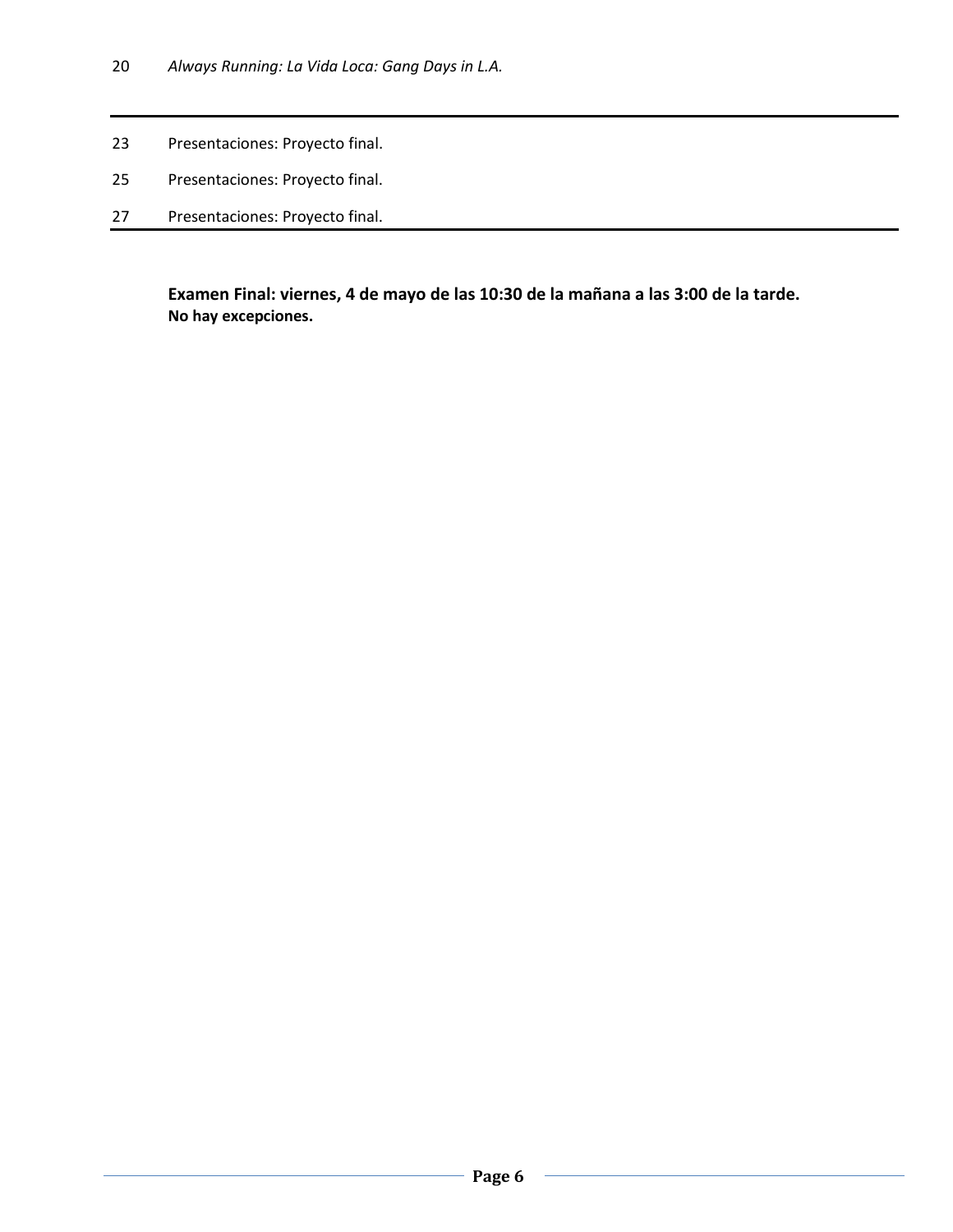| | |
|---|---|
| 20 | *Always Running: La Vida Loca: Gang Days in L.A.* |

| | |
|---|---|
| 23 | Presentaciones: Proyecto final. |
| 25 | Presentaciones: Proyecto final. |
| 27 | Presentaciones: Proyecto final. |

**Examen Final: viernes, 4 de mayo de las 10:30 de la mañana a las 3:00 de la tarde.**
**No hay excepciones.**